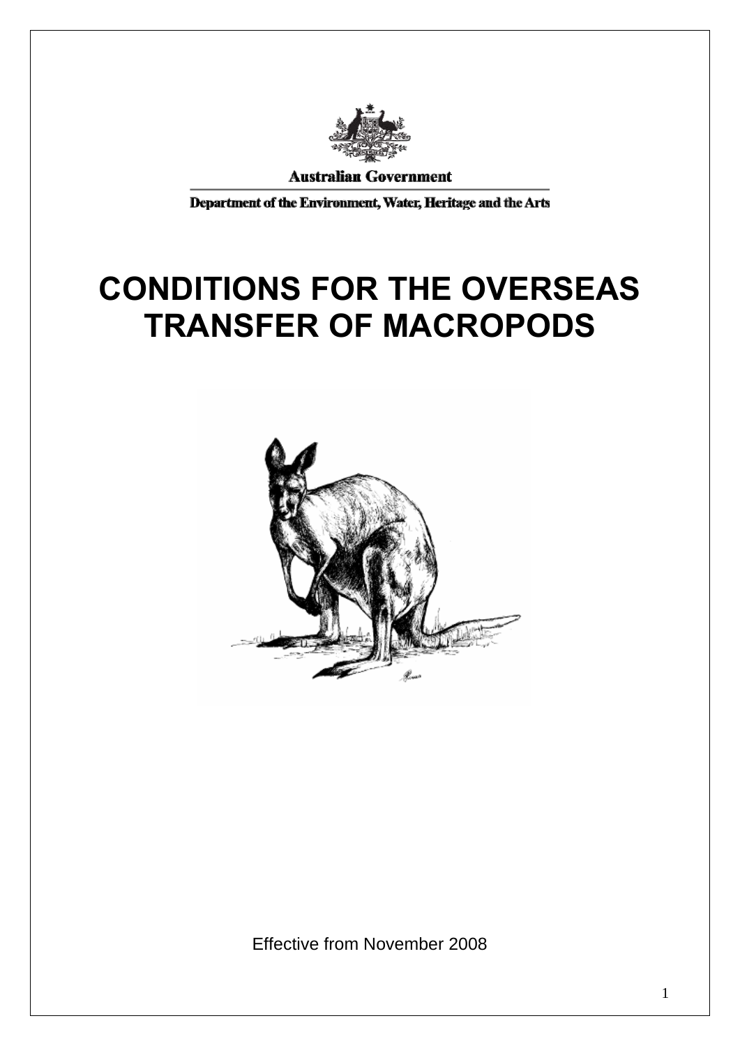Australian Government

Department of the Environment, Water, Heritage and the Arts

# CONDITIONS FOR THE OVERSEAS TRANSFER OF MACROPODS

Effective from November 2008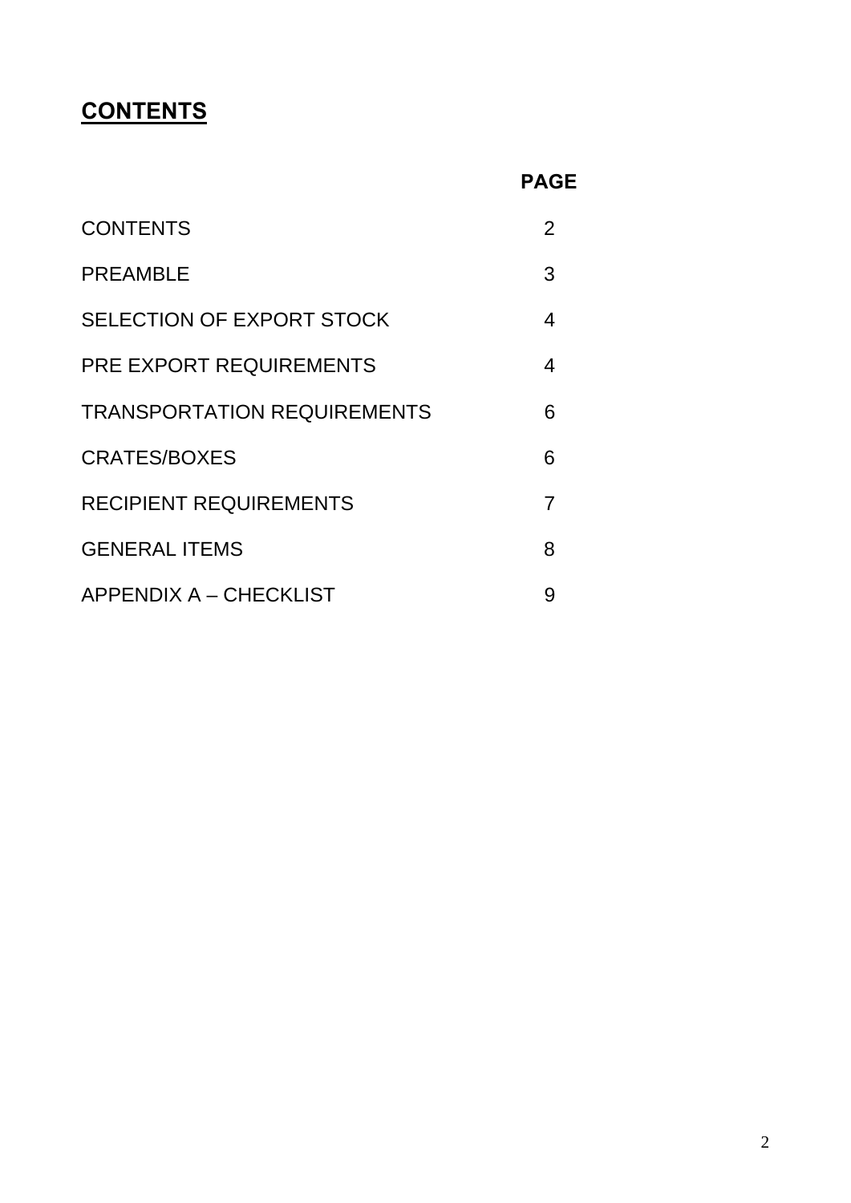# **CONTENTS**

| | **PAGE** |
|---|---|
| CONTENTS | 2 |
| PREAMBLE | 3 |
| SELECTION OF EXPORT STOCK | 4 |
| PRE EXPORT REQUIREMENTS | 4 |
| TRANSPORTATION REQUIREMENTS | 6 |
| CRATES/BOXES | 6 |
| RECIPIENT REQUIREMENTS | 7 |
| GENERAL ITEMS | 8 |
| APPENDIX A – CHECKLIST | 9 |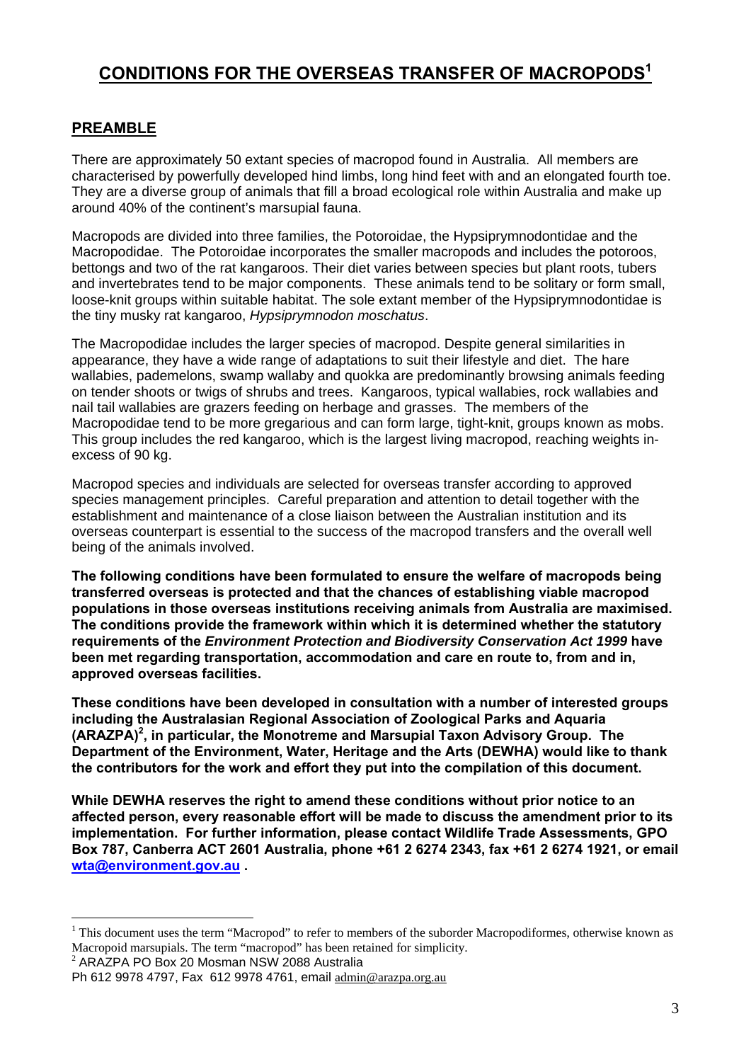# CONDITIONS FOR THE OVERSEAS TRANSFER OF MACROPODS[1]

## PREAMBLE

There are approximately 50 extant species of macropod found in Australia. All members are characterised by powerfully developed hind limbs, long hind feet with and an elongated fourth toe. They are a diverse group of animals that fill a broad ecological role within Australia and make up around 40% of the continent's marsupial fauna.

Macropods are divided into three families, the Potoroidae, the Hypsiprymnodontidae and the Macropodidae. The Potoroidae incorporates the smaller macropods and includes the potoroos, bettongs and two of the rat kangaroos. Their diet varies between species but plant roots, tubers and invertebrates tend to be major components. These animals tend to be solitary or form small, loose-knit groups within suitable habitat. The sole extant member of the Hypsiprymnodontidae is the tiny musky rat kangaroo, *Hypsiprymnodon moschatus*.

The Macropodidae includes the larger species of macropod. Despite general similarities in appearance, they have a wide range of adaptations to suit their lifestyle and diet. The hare wallabies, pademelons, swamp wallaby and quokka are predominantly browsing animals feeding on tender shoots or twigs of shrubs and trees. Kangaroos, typical wallabies, rock wallabies and nail tail wallabies are grazers feeding on herbage and grasses. The members of the Macropodidae tend to be more gregarious and can form large, tight-knit, groups known as mobs. This group includes the red kangaroo, which is the largest living macropod, reaching weights in-excess of 90 kg.

Macropod species and individuals are selected for overseas transfer according to approved species management principles. Careful preparation and attention to detail together with the establishment and maintenance of a close liaison between the Australian institution and its overseas counterpart is essential to the success of the macropod transfers and the overall well being of the animals involved.

**The following conditions have been formulated to ensure the welfare of macropods being transferred overseas is protected and that the chances of establishing viable macropod populations in those overseas institutions receiving animals from Australia are maximised. The conditions provide the framework within which it is determined whether the statutory requirements of the *Environment Protection and Biodiversity Conservation Act 1999* have been met regarding transportation, accommodation and care en route to, from and in, approved overseas facilities.**

**These conditions have been developed in consultation with a number of interested groups including the Australasian Regional Association of Zoological Parks and Aquaria (ARAZPA)[2], in particular, the Monotreme and Marsupial Taxon Advisory Group. The Department of the Environment, Water, Heritage and the Arts (DEWHA) would like to thank the contributors for the work and effort they put into the compilation of this document.**

**While DEWHA reserves the right to amend these conditions without prior notice to an affected person, every reasonable effort will be made to discuss the amendment prior to its implementation. For further information, please contact Wildlife Trade Assessments, GPO Box 787, Canberra ACT 2601 Australia, phone +61 2 6274 2343, fax +61 2 6274 1921, or email wta@environment.gov.au .**

---

[1] This document uses the term "Macropod" to refer to members of the suborder Macropodiformes, otherwise known as Macropoid marsupials. The term "macropod" has been retained for simplicity.

[2] ARAZPA PO Box 20 Mosman NSW 2088 Australia
Ph 612 9978 4797, Fax 612 9978 4761, email admin@arazpa.org.au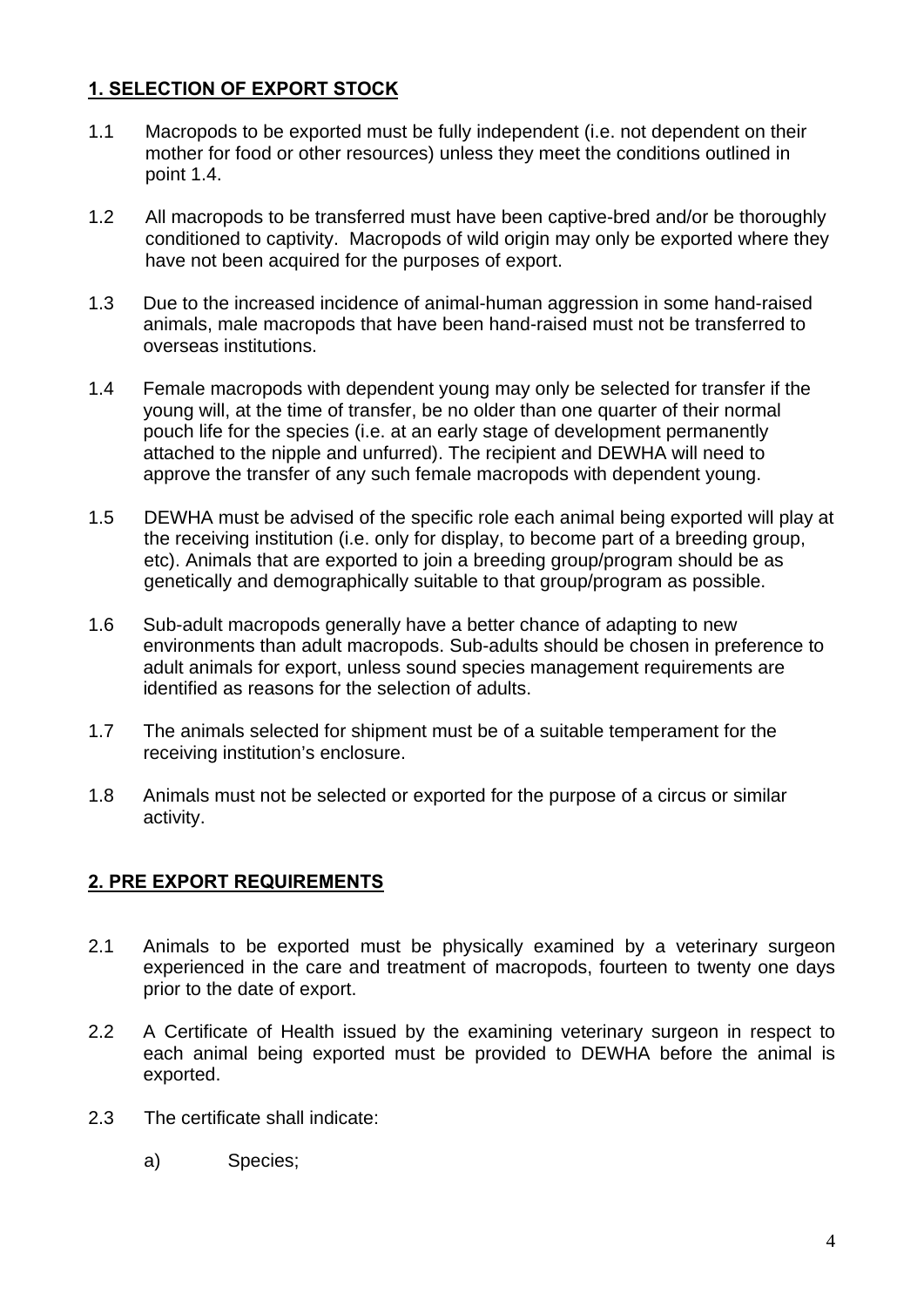## 1. SELECTION OF EXPORT STOCK

1.1 Macropods to be exported must be fully independent (i.e. not dependent on their mother for food or other resources) unless they meet the conditions outlined in point 1.4.

1.2 All macropods to be transferred must have been captive-bred and/or be thoroughly conditioned to captivity. Macropods of wild origin may only be exported where they have not been acquired for the purposes of export.

1.3 Due to the increased incidence of animal-human aggression in some hand-raised animals, male macropods that have been hand-raised must not be transferred to overseas institutions.

1.4 Female macropods with dependent young may only be selected for transfer if the young will, at the time of transfer, be no older than one quarter of their normal pouch life for the species (i.e. at an early stage of development permanently attached to the nipple and unfurred). The recipient and DEWHA will need to approve the transfer of any such female macropods with dependent young.

1.5 DEWHA must be advised of the specific role each animal being exported will play at the receiving institution (i.e. only for display, to become part of a breeding group, etc). Animals that are exported to join a breeding group/program should be as genetically and demographically suitable to that group/program as possible.

1.6 Sub-adult macropods generally have a better chance of adapting to new environments than adult macropods. Sub-adults should be chosen in preference to adult animals for export, unless sound species management requirements are identified as reasons for the selection of adults.

1.7 The animals selected for shipment must be of a suitable temperament for the receiving institution's enclosure.

1.8 Animals must not be selected or exported for the purpose of a circus or similar activity.

## 2. PRE EXPORT REQUIREMENTS

2.1 Animals to be exported must be physically examined by a veterinary surgeon experienced in the care and treatment of macropods, fourteen to twenty one days prior to the date of export.

2.2 A Certificate of Health issued by the examining veterinary surgeon in respect to each animal being exported must be provided to DEWHA before the animal is exported.

2.3 The certificate shall indicate:

a) Species;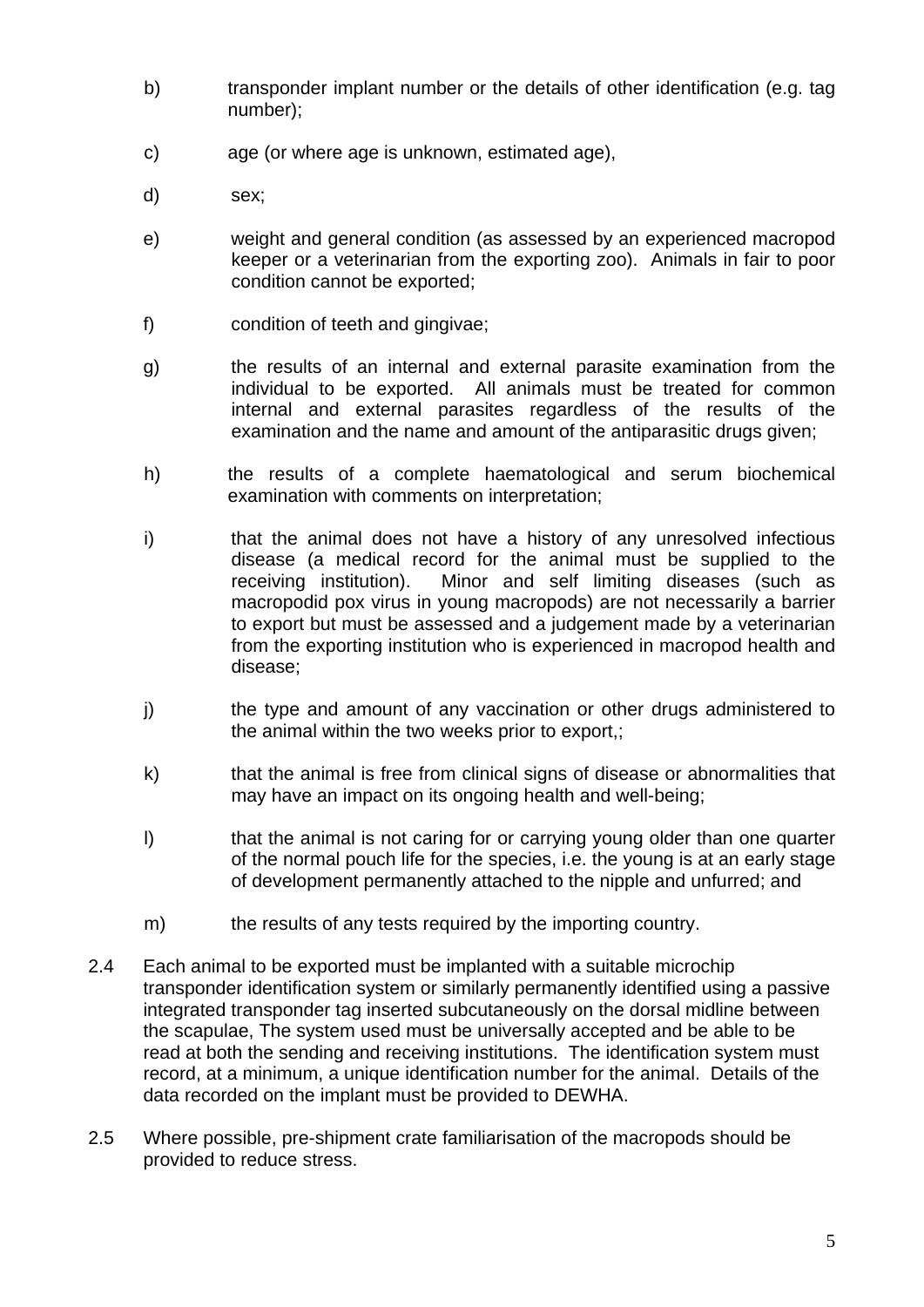b) transponder implant number or the details of other identification (e.g. tag number);

c) age (or where age is unknown, estimated age),

d) sex;

e) weight and general condition (as assessed by an experienced macropod keeper or a veterinarian from the exporting zoo). Animals in fair to poor condition cannot be exported;

f) condition of teeth and gingivae;

g) the results of an internal and external parasite examination from the individual to be exported. All animals must be treated for common internal and external parasites regardless of the results of the examination and the name and amount of the antiparasitic drugs given;

h) the results of a complete haematological and serum biochemical examination with comments on interpretation;

i) that the animal does not have a history of any unresolved infectious disease (a medical record for the animal must be supplied to the receiving institution). Minor and self limiting diseases (such as macropodid pox virus in young macropods) are not necessarily a barrier to export but must be assessed and a judgement made by a veterinarian from the exporting institution who is experienced in macropod health and disease;

j) the type and amount of any vaccination or other drugs administered to the animal within the two weeks prior to export,;

k) that the animal is free from clinical signs of disease or abnormalities that may have an impact on its ongoing health and well-being;

l) that the animal is not caring for or carrying young older than one quarter of the normal pouch life for the species, i.e. the young is at an early stage of development permanently attached to the nipple and unfurred; and

m) the results of any tests required by the importing country.

2.4 Each animal to be exported must be implanted with a suitable microchip transponder identification system or similarly permanently identified using a passive integrated transponder tag inserted subcutaneously on the dorsal midline between the scapulae, The system used must be universally accepted and be able to be read at both the sending and receiving institutions. The identification system must record, at a minimum, a unique identification number for the animal. Details of the data recorded on the implant must be provided to DEWHA.

2.5 Where possible, pre-shipment crate familiarisation of the macropods should be provided to reduce stress.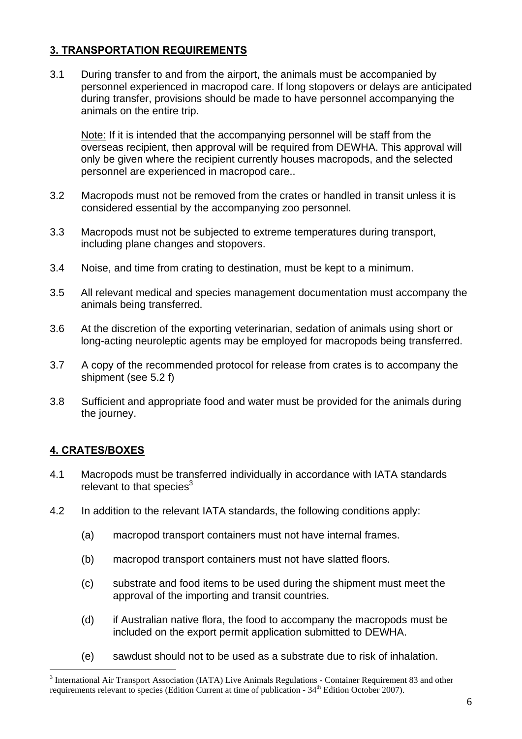## 3. TRANSPORTATION REQUIREMENTS

3.1 During transfer to and from the airport, the animals must be accompanied by personnel experienced in macropod care. If long stopovers or delays are anticipated during transfer, provisions should be made to have personnel accompanying the animals on the entire trip.

Note: If it is intended that the accompanying personnel will be staff from the overseas recipient, then approval will be required from DEWHA. This approval will only be given where the recipient currently houses macropods, and the selected personnel are experienced in macropod care..

3.2 Macropods must not be removed from the crates or handled in transit unless it is considered essential by the accompanying zoo personnel.

3.3 Macropods must not be subjected to extreme temperatures during transport, including plane changes and stopovers.

3.4 Noise, and time from crating to destination, must be kept to a minimum.

3.5 All relevant medical and species management documentation must accompany the animals being transferred.

3.6 At the discretion of the exporting veterinarian, sedation of animals using short or long-acting neuroleptic agents may be employed for macropods being transferred.

3.7 A copy of the recommended protocol for release from crates is to accompany the shipment (see 5.2 f)

3.8 Sufficient and appropriate food and water must be provided for the animals during the journey.

## 4. CRATES/BOXES

4.1 Macropods must be transferred individually in accordance with IATA standards relevant to that species[3]

4.2 In addition to the relevant IATA standards, the following conditions apply:

(a) macropod transport containers must not have internal frames.

(b) macropod transport containers must not have slatted floors.

(c) substrate and food items to be used during the shipment must meet the approval of the importing and transit countries.

(d) if Australian native flora, the food to accompany the macropods must be included on the export permit application submitted to DEWHA.

(e) sawdust should not to be used as a substrate due to risk of inhalation.

[3] International Air Transport Association (IATA) Live Animals Regulations - Container Requirement 83 and other requirements relevant to species (Edition Current at time of publication - 34th Edition October 2007).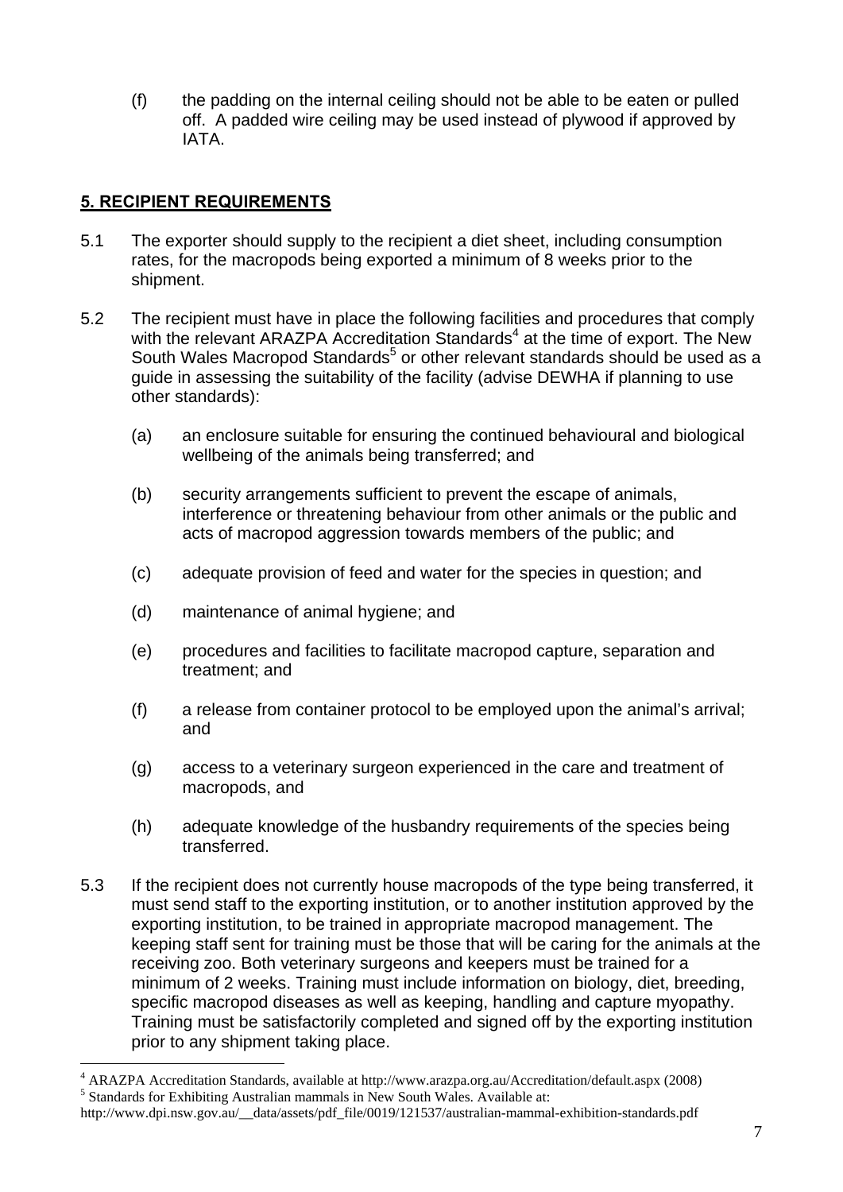(f) the padding on the internal ceiling should not be able to be eaten or pulled off. A padded wire ceiling may be used instead of plywood if approved by IATA.

## 5. RECIPIENT REQUIREMENTS

5.1 The exporter should supply to the recipient a diet sheet, including consumption rates, for the macropods being exported a minimum of 8 weeks prior to the shipment.

5.2 The recipient must have in place the following facilities and procedures that comply with the relevant ARAZPA Accreditation Standards[4] at the time of export. The New South Wales Macropod Standards[5] or other relevant standards should be used as a guide in assessing the suitability of the facility (advise DEWHA if planning to use other standards):

(a) an enclosure suitable for ensuring the continued behavioural and biological wellbeing of the animals being transferred; and

(b) security arrangements sufficient to prevent the escape of animals, interference or threatening behaviour from other animals or the public and acts of macropod aggression towards members of the public; and

(c) adequate provision of feed and water for the species in question; and

(d) maintenance of animal hygiene; and

(e) procedures and facilities to facilitate macropod capture, separation and treatment; and

(f) a release from container protocol to be employed upon the animal's arrival; and

(g) access to a veterinary surgeon experienced in the care and treatment of macropods, and

(h) adequate knowledge of the husbandry requirements of the species being transferred.

5.3 If the recipient does not currently house macropods of the type being transferred, it must send staff to the exporting institution, or to another institution approved by the exporting institution, to be trained in appropriate macropod management. The keeping staff sent for training must be those that will be caring for the animals at the receiving zoo. Both veterinary surgeons and keepers must be trained for a minimum of 2 weeks. Training must include information on biology, diet, breeding, specific macropod diseases as well as keeping, handling and capture myopathy. Training must be satisfactorily completed and signed off by the exporting institution prior to any shipment taking place.

---

[4] ARAZPA Accreditation Standards, available at http://www.arazpa.org.au/Accreditation/default.aspx (2008)

[5] Standards for Exhibiting Australian mammals in New South Wales. Available at: http://www.dpi.nsw.gov.au/__data/assets/pdf_file/0019/121537/australian-mammal-exhibition-standards.pdf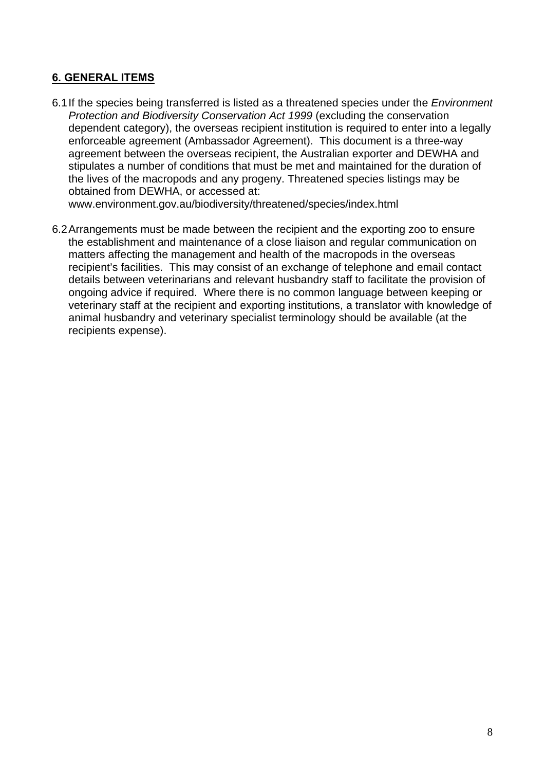## 6. GENERAL ITEMS

6.1 If the species being transferred is listed as a threatened species under the *Environment Protection and Biodiversity Conservation Act 1999* (excluding the conservation dependent category), the overseas recipient institution is required to enter into a legally enforceable agreement (Ambassador Agreement). This document is a three-way agreement between the overseas recipient, the Australian exporter and DEWHA and stipulates a number of conditions that must be met and maintained for the duration of the lives of the macropods and any progeny. Threatened species listings may be obtained from DEWHA, or accessed at: www.environment.gov.au/biodiversity/threatened/species/index.html

6.2 Arrangements must be made between the recipient and the exporting zoo to ensure the establishment and maintenance of a close liaison and regular communication on matters affecting the management and health of the macropods in the overseas recipient's facilities. This may consist of an exchange of telephone and email contact details between veterinarians and relevant husbandry staff to facilitate the provision of ongoing advice if required. Where there is no common language between keeping or veterinary staff at the recipient and exporting institutions, a translator with knowledge of animal husbandry and veterinary specialist terminology should be available (at the recipients expense).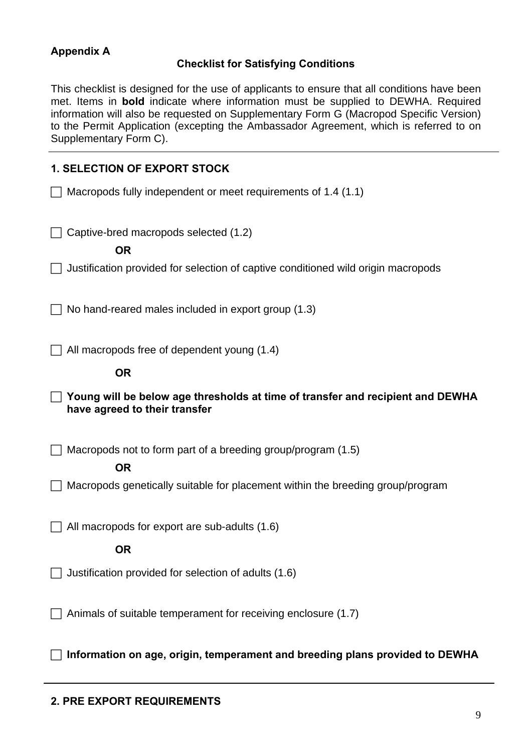**Appendix A**

## Checklist for Satisfying Conditions

This checklist is designed for the use of applicants to ensure that all conditions have been met. Items in **bold** indicate where information must be supplied to DEWHA. Required information will also be requested on Supplementary Form G (Macropod Specific Version) to the Permit Application (excepting the Ambassador Agreement, which is referred to on Supplementary Form C).

---

### 1. SELECTION OF EXPORT STOCK

- [ ] Macropods fully independent or meet requirements of 1.4 (1.1)

- [ ] Captive-bred macropods selected (1.2)

  **OR**

- [ ] Justification provided for selection of captive conditioned wild origin macropods

- [ ] No hand-reared males included in export group (1.3)

- [ ] All macropods free of dependent young (1.4)

  **OR**

- [ ] **Young will be below age thresholds at time of transfer and recipient and DEWHA have agreed to their transfer**

- [ ] Macropods not to form part of a breeding group/program (1.5)

  **OR**

- [ ] Macropods genetically suitable for placement within the breeding group/program

- [ ] All macropods for export are sub-adults (1.6)

  **OR**

- [ ] Justification provided for selection of adults (1.6)

- [ ] Animals of suitable temperament for receiving enclosure (1.7)

- [ ] **Information on age, origin, temperament and breeding plans provided to DEWHA**

---

### 2. PRE EXPORT REQUIREMENTS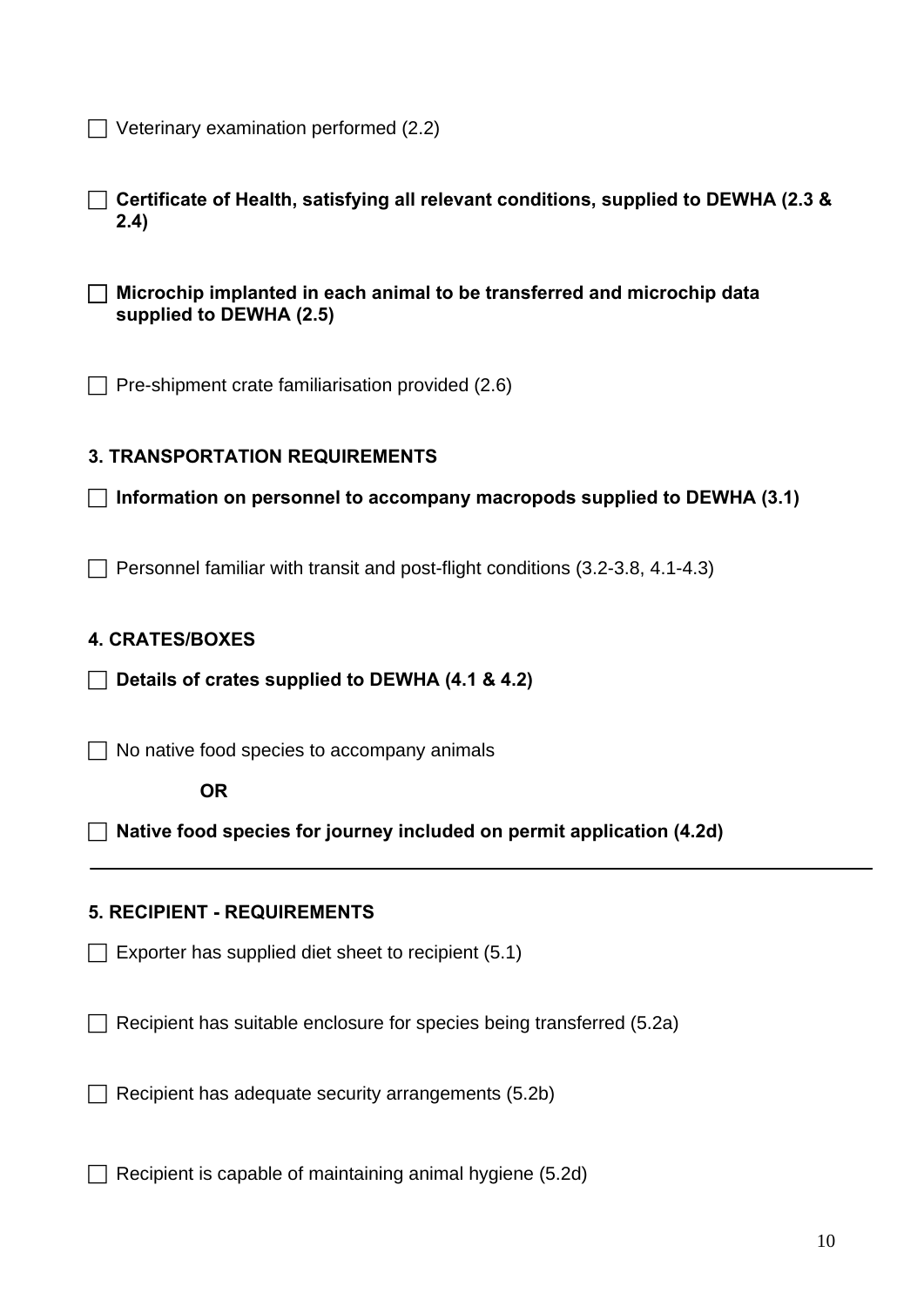- [ ] Veterinary examination performed (2.2)

- [ ] **Certificate of Health, satisfying all relevant conditions, supplied to DEWHA (2.3 & 2.4)**

- [ ] **Microchip implanted in each animal to be transferred and microchip data supplied to DEWHA (2.5)**

- [ ] Pre-shipment crate familiarisation provided (2.6)

### 3. TRANSPORTATION REQUIREMENTS

- [ ] **Information on personnel to accompany macropods supplied to DEWHA (3.1)**

- [ ] Personnel familiar with transit and post-flight conditions (3.2-3.8, 4.1-4.3)

### 4. CRATES/BOXES

- [ ] **Details of crates supplied to DEWHA (4.1 & 4.2)**

- [ ] No native food species to accompany animals

**OR**

- [ ] **Native food species for journey included on permit application (4.2d)**

---

### 5. RECIPIENT - REQUIREMENTS

- [ ] Exporter has supplied diet sheet to recipient (5.1)

- [ ] Recipient has suitable enclosure for species being transferred (5.2a)

- [ ] Recipient has adequate security arrangements (5.2b)

- [ ] Recipient is capable of maintaining animal hygiene (5.2d)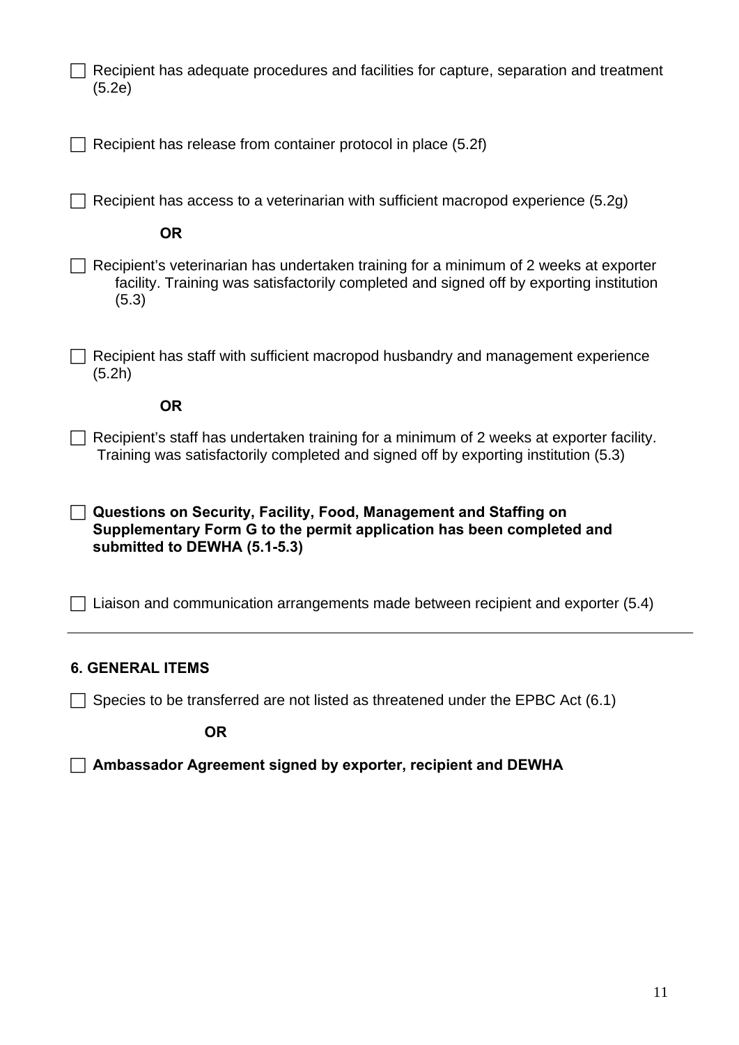- [ ] Recipient has adequate procedures and facilities for capture, separation and treatment (5.2e)

- [ ] Recipient has release from container protocol in place (5.2f)

- [ ] Recipient has access to a veterinarian with sufficient macropod experience (5.2g)

**OR**

- [ ] Recipient's veterinarian has undertaken training for a minimum of 2 weeks at exporter facility. Training was satisfactorily completed and signed off by exporting institution (5.3)

- [ ] Recipient has staff with sufficient macropod husbandry and management experience (5.2h)

**OR**

- [ ] Recipient's staff has undertaken training for a minimum of 2 weeks at exporter facility. Training was satisfactorily completed and signed off by exporting institution (5.3)

- [ ] **Questions on Security, Facility, Food, Management and Staffing on Supplementary Form G to the permit application has been completed and submitted to DEWHA (5.1-5.3)**

- [ ] Liaison and communication arrangements made between recipient and exporter (5.4)

---

## 6. GENERAL ITEMS

- [ ] Species to be transferred are not listed as threatened under the EPBC Act (6.1)

**OR**

- [ ] **Ambassador Agreement signed by exporter, recipient and DEWHA**